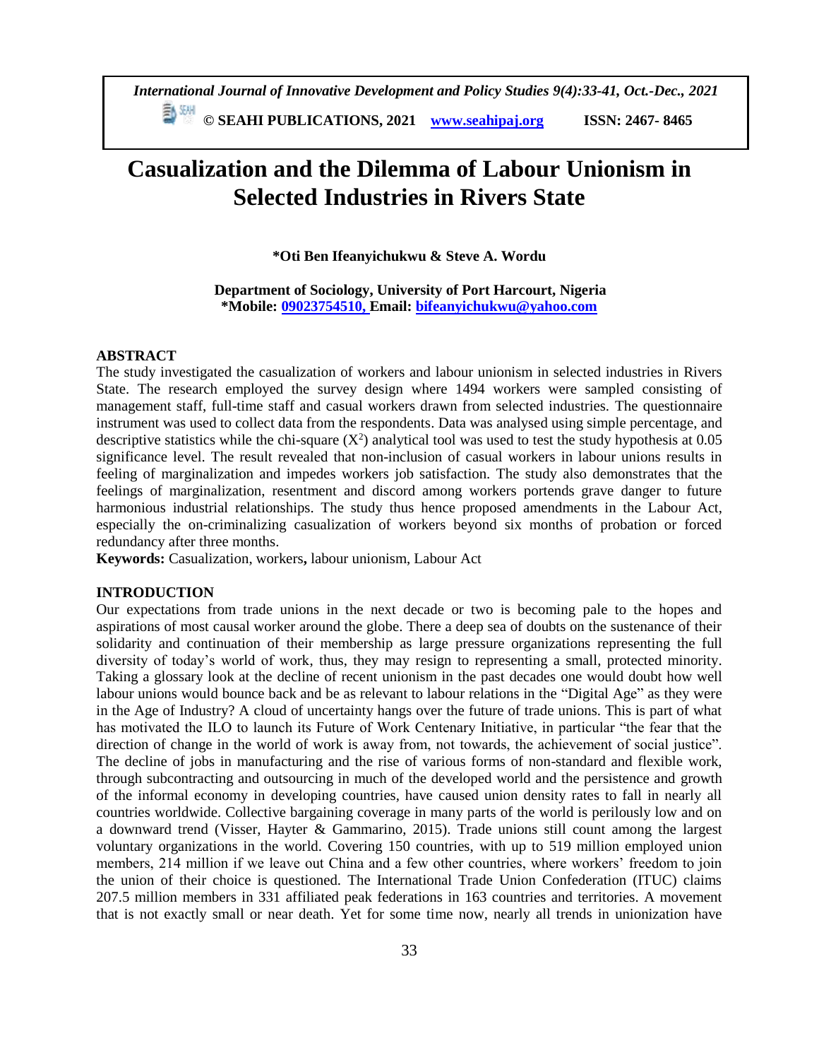# Casualization and the Dilemma of Labour Unionism in Selected Industries in Rivers State

**\*Oti Ben Ifeanyichukwu & Steve A. Wordu**

**Department of Sociology, University of Port Harcourt, Nigeria**
**\*Mobile: 09023754510, Email: bifeanyichukwu@yahoo.com**

## ABSTRACT

The study investigated the casualization of workers and labour unionism in selected industries in Rivers State. The research employed the survey design where 1494 workers were sampled consisting of management staff, full-time staff and casual workers drawn from selected industries. The questionnaire instrument was used to collect data from the respondents. Data was analysed using simple percentage, and descriptive statistics while the chi-square ($X^2$) analytical tool was used to test the study hypothesis at 0.05 significance level. The result revealed that non-inclusion of casual workers in labour unions results in feeling of marginalization and impedes workers job satisfaction. The study also demonstrates that the feelings of marginalization, resentment and discord among workers portends grave danger to future harmonious industrial relationships. The study thus hence proposed amendments in the Labour Act, especially the on-criminalizing casualization of workers beyond six months of probation or forced redundancy after three months.

**Keywords:** Casualization, workers**,** labour unionism, Labour Act

## INTRODUCTION

Our expectations from trade unions in the next decade or two is becoming pale to the hopes and aspirations of most causal worker around the globe. There a deep sea of doubts on the sustenance of their solidarity and continuation of their membership as large pressure organizations representing the full diversity of today's world of work, thus, they may resign to representing a small, protected minority. Taking a glossary look at the decline of recent unionism in the past decades one would doubt how well labour unions would bounce back and be as relevant to labour relations in the "Digital Age" as they were in the Age of Industry? A cloud of uncertainty hangs over the future of trade unions. This is part of what has motivated the ILO to launch its Future of Work Centenary Initiative, in particular "the fear that the direction of change in the world of work is away from, not towards, the achievement of social justice". The decline of jobs in manufacturing and the rise of various forms of non-standard and flexible work, through subcontracting and outsourcing in much of the developed world and the persistence and growth of the informal economy in developing countries, have caused union density rates to fall in nearly all countries worldwide. Collective bargaining coverage in many parts of the world is perilously low and on a downward trend (Visser, Hayter & Gammarino, 2015). Trade unions still count among the largest voluntary organizations in the world. Covering 150 countries, with up to 519 million employed union members, 214 million if we leave out China and a few other countries, where workers' freedom to join the union of their choice is questioned. The International Trade Union Confederation (ITUC) claims 207.5 million members in 331 affiliated peak federations in 163 countries and territories. A movement that is not exactly small or near death. Yet for some time now, nearly all trends in unionization have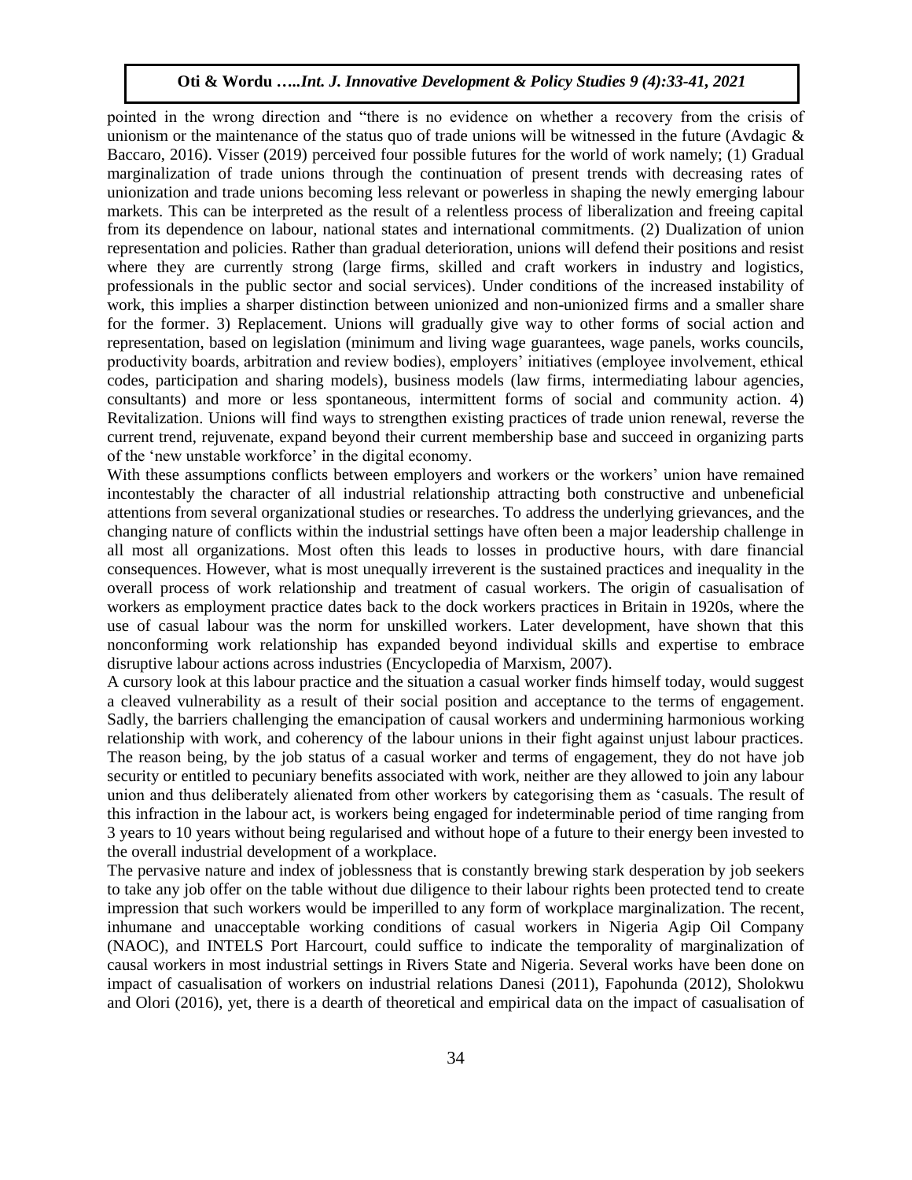pointed in the wrong direction and "there is no evidence on whether a recovery from the crisis of unionism or the maintenance of the status quo of trade unions will be witnessed in the future (Avdagic & Baccaro, 2016). Visser (2019) perceived four possible futures for the world of work namely; (1) Gradual marginalization of trade unions through the continuation of present trends with decreasing rates of unionization and trade unions becoming less relevant or powerless in shaping the newly emerging labour markets. This can be interpreted as the result of a relentless process of liberalization and freeing capital from its dependence on labour, national states and international commitments. (2) Dualization of union representation and policies. Rather than gradual deterioration, unions will defend their positions and resist where they are currently strong (large firms, skilled and craft workers in industry and logistics, professionals in the public sector and social services). Under conditions of the increased instability of work, this implies a sharper distinction between unionized and non-unionized firms and a smaller share for the former. 3) Replacement. Unions will gradually give way to other forms of social action and representation, based on legislation (minimum and living wage guarantees, wage panels, works councils, productivity boards, arbitration and review bodies), employers' initiatives (employee involvement, ethical codes, participation and sharing models), business models (law firms, intermediating labour agencies, consultants) and more or less spontaneous, intermittent forms of social and community action. 4) Revitalization. Unions will find ways to strengthen existing practices of trade union renewal, reverse the current trend, rejuvenate, expand beyond their current membership base and succeed in organizing parts of the 'new unstable workforce' in the digital economy.

With these assumptions conflicts between employers and workers or the workers' union have remained incontestably the character of all industrial relationship attracting both constructive and unbeneficial attentions from several organizational studies or researches. To address the underlying grievances, and the changing nature of conflicts within the industrial settings have often been a major leadership challenge in all most all organizations. Most often this leads to losses in productive hours, with dare financial consequences. However, what is most unequally irreverent is the sustained practices and inequality in the overall process of work relationship and treatment of casual workers. The origin of casualisation of workers as employment practice dates back to the dock workers practices in Britain in 1920s, where the use of casual labour was the norm for unskilled workers. Later development, have shown that this nonconforming work relationship has expanded beyond individual skills and expertise to embrace disruptive labour actions across industries (Encyclopedia of Marxism, 2007).

A cursory look at this labour practice and the situation a casual worker finds himself today, would suggest a cleaved vulnerability as a result of their social position and acceptance to the terms of engagement. Sadly, the barriers challenging the emancipation of causal workers and undermining harmonious working relationship with work, and coherency of the labour unions in their fight against unjust labour practices. The reason being, by the job status of a casual worker and terms of engagement, they do not have job security or entitled to pecuniary benefits associated with work, neither are they allowed to join any labour union and thus deliberately alienated from other workers by categorising them as 'casuals. The result of this infraction in the labour act, is workers being engaged for indeterminable period of time ranging from 3 years to 10 years without being regularised and without hope of a future to their energy been invested to the overall industrial development of a workplace.

The pervasive nature and index of joblessness that is constantly brewing stark desperation by job seekers to take any job offer on the table without due diligence to their labour rights been protected tend to create impression that such workers would be imperilled to any form of workplace marginalization. The recent, inhumane and unacceptable working conditions of casual workers in Nigeria Agip Oil Company (NAOC), and INTELS Port Harcourt, could suffice to indicate the temporality of marginalization of causal workers in most industrial settings in Rivers State and Nigeria. Several works have been done on impact of casualisation of workers on industrial relations Danesi (2011), Fapohunda (2012), Sholokwu and Olori (2016), yet, there is a dearth of theoretical and empirical data on the impact of casualisation of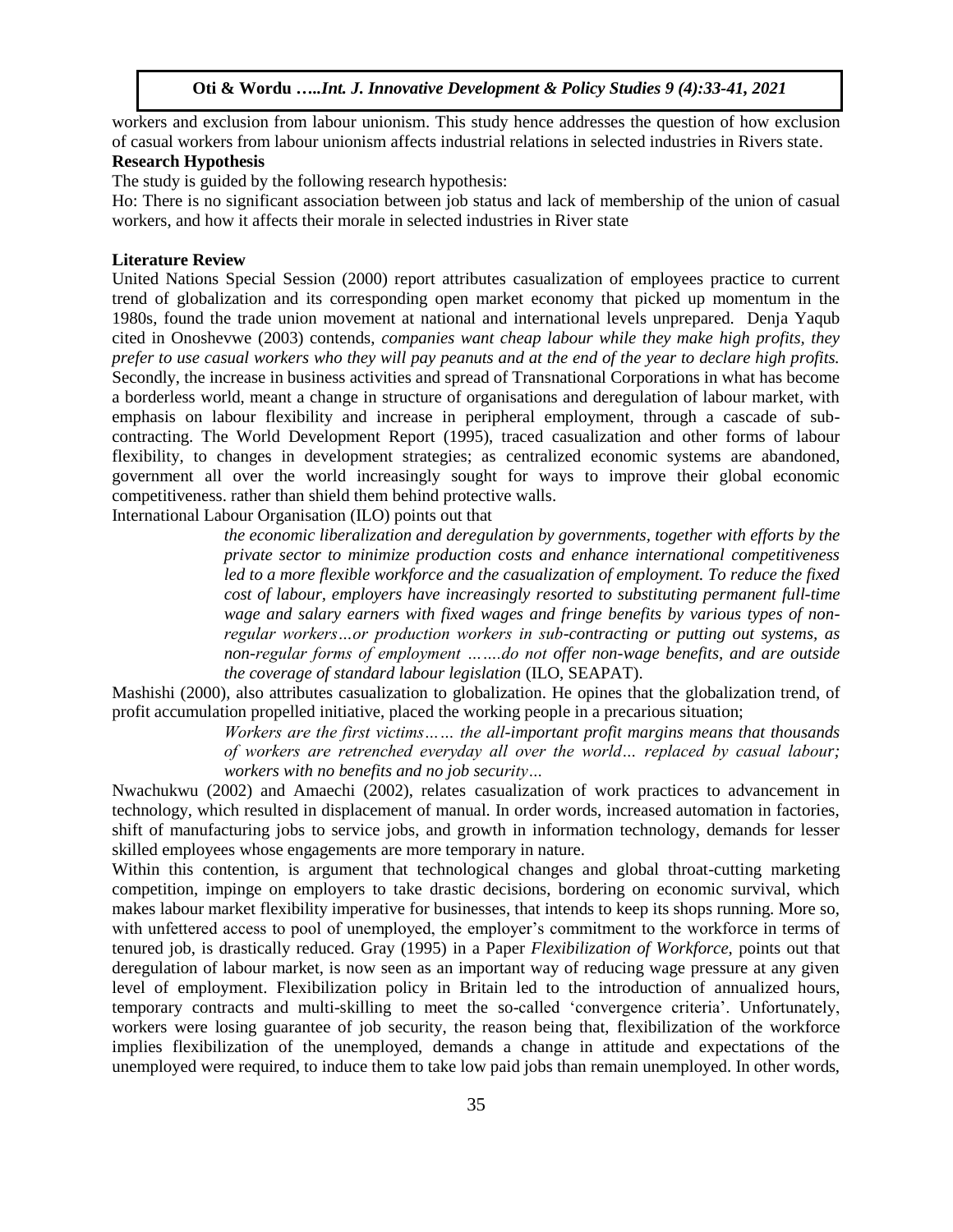workers and exclusion from labour unionism. This study hence addresses the question of how exclusion of casual workers from labour unionism affects industrial relations in selected industries in Rivers state.

**Research Hypothesis**

The study is guided by the following research hypothesis:

Ho: There is no significant association between job status and lack of membership of the union of casual workers, and how it affects their morale in selected industries in River state

**Literature Review**

United Nations Special Session (2000) report attributes casualization of employees practice to current trend of globalization and its corresponding open market economy that picked up momentum in the 1980s, found the trade union movement at national and international levels unprepared. Denja Yaqub cited in Onoshevwe (2003) contends, *companies want cheap labour while they make high profits, they prefer to use casual workers who they will pay peanuts and at the end of the year to declare high profits.* Secondly, the increase in business activities and spread of Transnational Corporations in what has become a borderless world, meant a change in structure of organisations and deregulation of labour market, with emphasis on labour flexibility and increase in peripheral employment, through a cascade of sub-contracting. The World Development Report (1995), traced casualization and other forms of labour flexibility, to changes in development strategies; as centralized economic systems are abandoned, government all over the world increasingly sought for ways to improve their global economic competitiveness. rather than shield them behind protective walls.

International Labour Organisation (ILO) points out that

> *the economic liberalization and deregulation by governments, together with efforts by the private sector to minimize production costs and enhance international competitiveness led to a more flexible workforce and the casualization of employment. To reduce the fixed cost of labour, employers have increasingly resorted to substituting permanent full-time wage and salary earners with fixed wages and fringe benefits by various types of non-regular workers…or production workers in sub-contracting or putting out systems, as non-regular forms of employment …….do not offer non-wage benefits, and are outside the coverage of standard labour legislation* (ILO, SEAPAT).

Mashishi (2000), also attributes casualization to globalization. He opines that the globalization trend, of profit accumulation propelled initiative, placed the working people in a precarious situation;

> *Workers are the first victims…… the all-important profit margins means that thousands of workers are retrenched everyday all over the world… replaced by casual labour; workers with no benefits and no job security…*

Nwachukwu (2002) and Amaechi (2002), relates casualization of work practices to advancement in technology, which resulted in displacement of manual. In order words, increased automation in factories, shift of manufacturing jobs to service jobs, and growth in information technology, demands for lesser skilled employees whose engagements are more temporary in nature.

Within this contention, is argument that technological changes and global throat-cutting marketing competition, impinge on employers to take drastic decisions, bordering on economic survival, which makes labour market flexibility imperative for businesses, that intends to keep its shops running. More so, with unfettered access to pool of unemployed, the employer's commitment to the workforce in terms of tenured job, is drastically reduced. Gray (1995) in a Paper *Flexibilization of Workforce,* points out that deregulation of labour market, is now seen as an important way of reducing wage pressure at any given level of employment. Flexibilization policy in Britain led to the introduction of annualized hours, temporary contracts and multi-skilling to meet the so-called 'convergence criteria'. Unfortunately, workers were losing guarantee of job security, the reason being that, flexibilization of the workforce implies flexibilization of the unemployed, demands a change in attitude and expectations of the unemployed were required, to induce them to take low paid jobs than remain unemployed. In other words,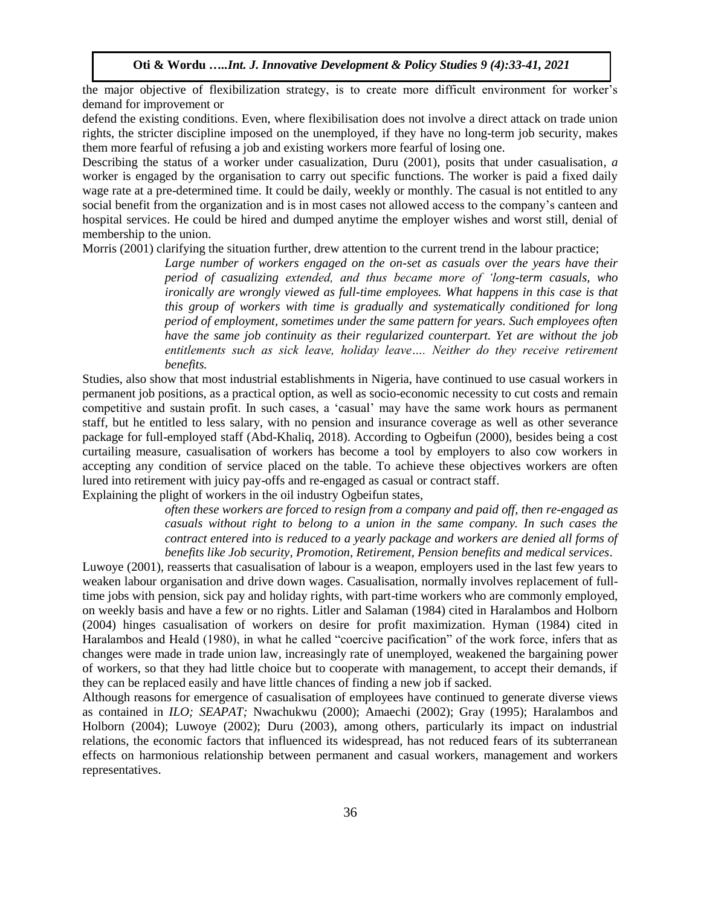the major objective of flexibilization strategy, is to create more difficult environment for worker's demand for improvement or

defend the existing conditions. Even, where flexibilisation does not involve a direct attack on trade union rights, the stricter discipline imposed on the unemployed, if they have no long-term job security, makes them more fearful of refusing a job and existing workers more fearful of losing one.

Describing the status of a worker under casualization, Duru (2001), posits that under casualisation, *a* worker is engaged by the organisation to carry out specific functions. The worker is paid a fixed daily wage rate at a pre-determined time. It could be daily, weekly or monthly. The casual is not entitled to any social benefit from the organization and is in most cases not allowed access to the company's canteen and hospital services. He could be hired and dumped anytime the employer wishes and worst still, denial of membership to the union.

Morris (2001) clarifying the situation further, drew attention to the current trend in the labour practice;

> *Large number of workers engaged on the on-set as casuals over the years have their period of casualizing extended, and thus became more of 'long-term casuals, who ironically are wrongly viewed as full-time employees. What happens in this case is that this group of workers with time is gradually and systematically conditioned for long period of employment, sometimes under the same pattern for years. Such employees often have the same job continuity as their regularized counterpart. Yet are without the job entitlements such as sick leave, holiday leave…. Neither do they receive retirement benefits.*

Studies, also show that most industrial establishments in Nigeria, have continued to use casual workers in permanent job positions, as a practical option, as well as socio-economic necessity to cut costs and remain competitive and sustain profit. In such cases, a 'casual' may have the same work hours as permanent staff, but he entitled to less salary, with no pension and insurance coverage as well as other severance package for full-employed staff (Abd-Khaliq, 2018). According to Ogbeifun (2000), besides being a cost curtailing measure, casualisation of workers has become a tool by employers to also cow workers in accepting any condition of service placed on the table. To achieve these objectives workers are often lured into retirement with juicy pay-offs and re-engaged as casual or contract staff.

Explaining the plight of workers in the oil industry Ogbeifun states,

> *often these workers are forced to resign from a company and paid off, then re-engaged as casuals without right to belong to a union in the same company. In such cases the contract entered into is reduced to a yearly package and workers are denied all forms of benefits like Job security, Promotion, Retirement, Pension benefits and medical services*.

Luwoye (2001), reasserts that casualisation of labour is a weapon, employers used in the last few years to weaken labour organisation and drive down wages. Casualisation, normally involves replacement of full-time jobs with pension, sick pay and holiday rights, with part-time workers who are commonly employed, on weekly basis and have a few or no rights. Litler and Salaman (1984) cited in Haralambos and Holborn (2004) hinges casualisation of workers on desire for profit maximization. Hyman (1984) cited in Haralambos and Heald (1980), in what he called "coercive pacification" of the work force, infers that as changes were made in trade union law, increasingly rate of unemployed, weakened the bargaining power of workers, so that they had little choice but to cooperate with management, to accept their demands, if they can be replaced easily and have little chances of finding a new job if sacked.

Although reasons for emergence of casualisation of employees have continued to generate diverse views as contained in *ILO; SEAPAT;* Nwachukwu (2000); Amaechi (2002); Gray (1995); Haralambos and Holborn (2004); Luwoye (2002); Duru (2003), among others, particularly its impact on industrial relations, the economic factors that influenced its widespread, has not reduced fears of its subterranean effects on harmonious relationship between permanent and casual workers, management and workers representatives.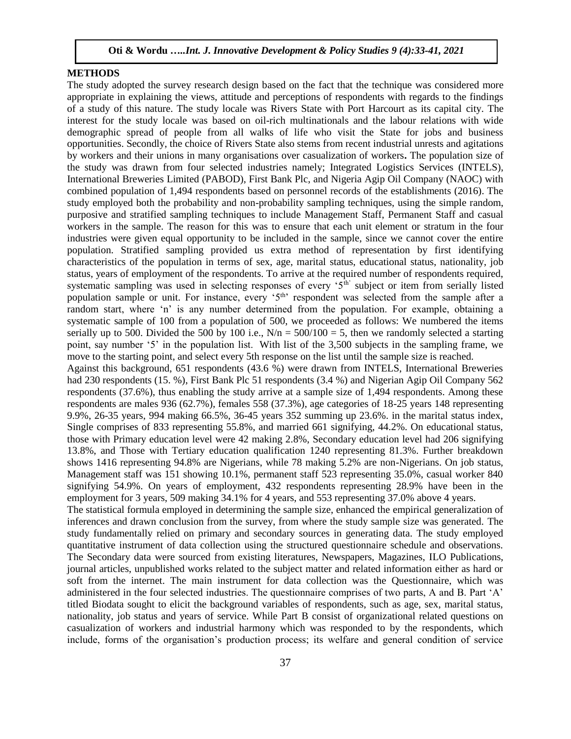## METHODS

The study adopted the survey research design based on the fact that the technique was considered more appropriate in explaining the views, attitude and perceptions of respondents with regards to the findings of a study of this nature. The study locale was Rivers State with Port Harcourt as its capital city. The interest for the study locale was based on oil-rich multinationals and the labour relations with wide demographic spread of people from all walks of life who visit the State for jobs and business opportunities. Secondly, the choice of Rivers State also stems from recent industrial unrests and agitations by workers and their unions in many organisations over casualization of workers**.** The population size of the study was drawn from four selected industries namely; Integrated Logistics Services (INTELS), International Breweries Limited (PABOD), First Bank Plc, and Nigeria Agip Oil Company (NAOC) with combined population of 1,494 respondents based on personnel records of the establishments (2016). The study employed both the probability and non-probability sampling techniques, using the simple random, purposive and stratified sampling techniques to include Management Staff, Permanent Staff and casual workers in the sample. The reason for this was to ensure that each unit element or stratum in the four industries were given equal opportunity to be included in the sample, since we cannot cover the entire population. Stratified sampling provided us extra method of representation by first identifying characteristics of the population in terms of sex, age, marital status, educational status, nationality, job status, years of employment of the respondents. To arrive at the required number of respondents required, systematic sampling was used in selecting responses of every '5th' subject or item from serially listed population sample or unit. For instance, every '5th' respondent was selected from the sample after a random start, where 'n' is any number determined from the population. For example, obtaining a systematic sample of 100 from a population of 500, we proceeded as follows: We numbered the items serially up to 500. Divided the 500 by 100 i.e., $N/n = 500/100 = 5$, then we randomly selected a starting point, say number '5' in the population list. With list of the 3,500 subjects in the sampling frame, we move to the starting point, and select every 5th response on the list until the sample size is reached.

Against this background, 651 respondents (43.6 %) were drawn from INTELS, International Breweries had 230 respondents (15. %), First Bank Plc 51 respondents (3.4 %) and Nigerian Agip Oil Company 562 respondents (37.6%), thus enabling the study arrive at a sample size of 1,494 respondents. Among these respondents are males 936 (62.7%), females 558 (37.3%), age categories of 18-25 years 148 representing 9.9%, 26-35 years, 994 making 66.5%, 36-45 years 352 summing up 23.6%. in the marital status index, Single comprises of 833 representing 55.8%, and married 661 signifying, 44.2%. On educational status, those with Primary education level were 42 making 2.8%, Secondary education level had 206 signifying 13.8%, and Those with Tertiary education qualification 1240 representing 81.3%. Further breakdown shows 1416 representing 94.8% are Nigerians, while 78 making 5.2% are non-Nigerians. On job status, Management staff was 151 showing 10.1%, permanent staff 523 representing 35.0%, casual worker 840 signifying 54.9%. On years of employment, 432 respondents representing 28.9% have been in the employment for 3 years, 509 making 34.1% for 4 years, and 553 representing 37.0% above 4 years.

The statistical formula employed in determining the sample size, enhanced the empirical generalization of inferences and drawn conclusion from the survey, from where the study sample size was generated. The study fundamentally relied on primary and secondary sources in generating data. The study employed quantitative instrument of data collection using the structured questionnaire schedule and observations. The Secondary data were sourced from existing literatures, Newspapers, Magazines, ILO Publications, journal articles, unpublished works related to the subject matter and related information either as hard or soft from the internet. The main instrument for data collection was the Questionnaire, which was administered in the four selected industries. The questionnaire comprises of two parts, A and B. Part 'A' titled Biodata sought to elicit the background variables of respondents, such as age, sex, marital status, nationality, job status and years of service. While Part B consist of organizational related questions on casualization of workers and industrial harmony which was responded to by the respondents, which include, forms of the organisation's production process; its welfare and general condition of service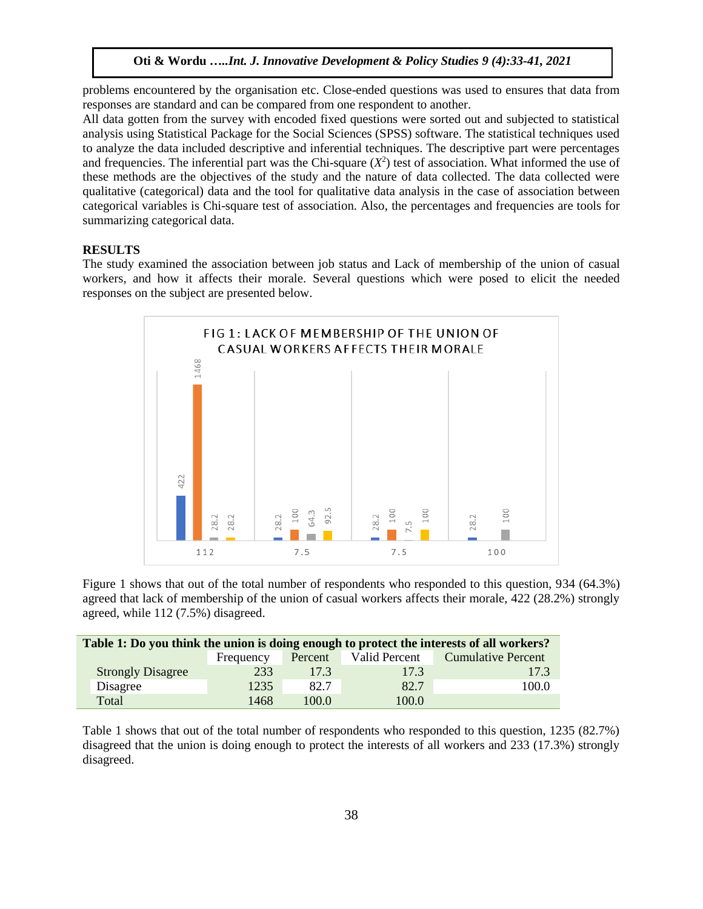problems encountered by the organisation etc. Close-ended questions was used to ensures that data from responses are standard and can be compared from one respondent to another.

All data gotten from the survey with encoded fixed questions were sorted out and subjected to statistical analysis using Statistical Package for the Social Sciences (SPSS) software. The statistical techniques used to analyze the data included descriptive and inferential techniques. The descriptive part were percentages and frequencies. The inferential part was the Chi-square ($X^2$) test of association. What informed the use of these methods are the objectives of the study and the nature of data collected. The data collected were qualitative (categorical) data and the tool for qualitative data analysis in the case of association between categorical variables is Chi-square test of association. Also, the percentages and frequencies are tools for summarizing categorical data.

## RESULTS

The study examined the association between job status and Lack of membership of the union of casual workers, and how it affects their morale. Several questions which were posed to elicit the needed responses on the subject are presented below.

FIG 1: LACK OF MEMBERSHIP OF THE UNION OF CASUAL WORKERS AFFECTS THEIR MORALE

Figure 1 shows that out of the total number of respondents who responded to this question, 934 (64.3%) agreed that lack of membership of the union of casual workers affects their morale, 422 (28.2%) strongly agreed, while 112 (7.5%) disagreed.

**Table 1: Do you think the union is doing enough to protect the interests of all workers?**

| | Frequency | Percent | Valid Percent | Cumulative Percent |
|---|---|---|---|---|
| Strongly Disagree | 233 | 17.3 | 17.3 | 17.3 |
| Disagree | 1235 | 82.7 | 82.7 | 100.0 |
| Total | 1468 | 100.0 | 100.0 | |

Table 1 shows that out of the total number of respondents who responded to this question, 1235 (82.7%) disagreed that the union is doing enough to protect the interests of all workers and 233 (17.3%) strongly disagreed.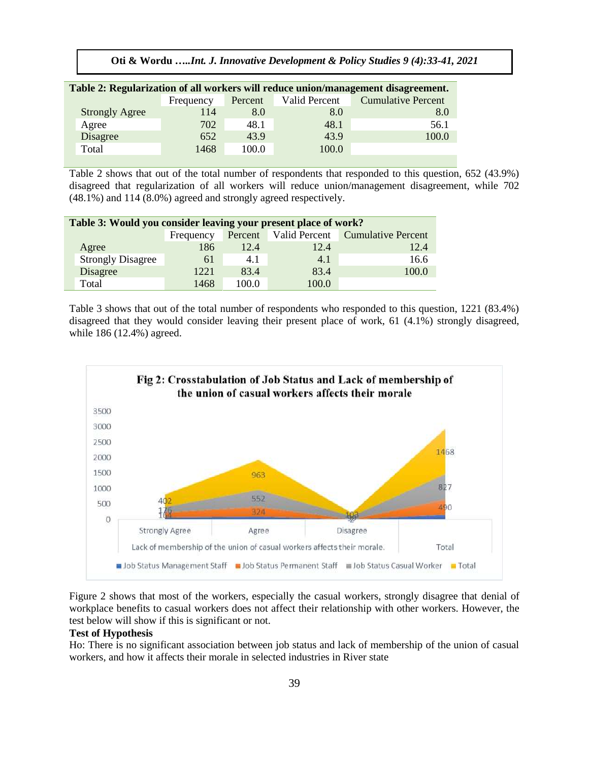**Table 2: Regularization of all workers will reduce union/management disagreement.**

| | Frequency | Percent | Valid Percent | Cumulative Percent |
|---|---|---|---|---|
| Strongly Agree | 114 | 8.0 | 8.0 | 8.0 |
| Agree | 702 | 48.1 | 48.1 | 56.1 |
| Disagree | 652 | 43.9 | 43.9 | 100.0 |
| Total | 1468 | 100.0 | 100.0 | |

Table 2 shows that out of the total number of respondents that responded to this question, 652 (43.9%) disagreed that regularization of all workers will reduce union/management disagreement, while 702 (48.1%) and 114 (8.0%) agreed and strongly agreed respectively.

**Table 3: Would you consider leaving your present place of work?**

| | Frequency | Percent | Valid Percent | Cumulative Percent |
|---|---|---|---|---|
| Agree | 186 | 12.4 | 12.4 | 12.4 |
| Strongly Disagree | 61 | 4.1 | 4.1 | 16.6 |
| Disagree | 1221 | 83.4 | 83.4 | 100.0 |
| Total | 1468 | 100.0 | 100.0 | |

Table 3 shows that out of the total number of respondents who responded to this question, 1221 (83.4%) disagreed that they would consider leaving their present place of work, 61 (4.1%) strongly disagreed, while 186 (12.4%) agreed.

**Fig 2: Crosstabulation of Job Status and Lack of membership of the union of casual workers affects their morale**

Figure 2 shows that most of the workers, especially the casual workers, strongly disagree that denial of workplace benefits to casual workers does not affect their relationship with other workers. However, the test below will show if this is significant or not.

**Test of Hypothesis**

Ho: There is no significant association between job status and lack of membership of the union of casual workers, and how it affects their morale in selected industries in River state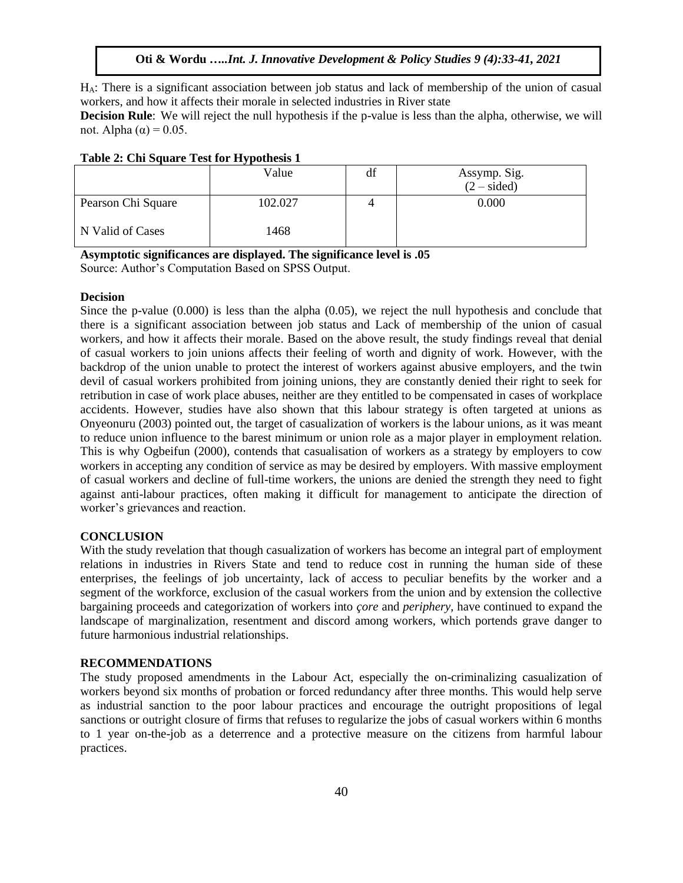$H_A$: There is a significant association between job status and lack of membership of the union of casual workers, and how it affects their morale in selected industries in River state

**Decision Rule**: We will reject the null hypothesis if the p-value is less than the alpha, otherwise, we will not. Alpha ($\alpha$) = 0.05.

**Table 2: Chi Square Test for Hypothesis 1**

| | Value | df | Assymp. Sig. (2 – sided) |
|---|---|---|---|
| Pearson Chi Square | 102.027 | 4 | 0.000 |
| N Valid of Cases | 1468 | | |

**Asymptotic significances are displayed. The significance level is .05**

Source: Author's Computation Based on SPSS Output.

**Decision**

Since the p-value (0.000) is less than the alpha (0.05), we reject the null hypothesis and conclude that there is a significant association between job status and Lack of membership of the union of casual workers, and how it affects their morale. Based on the above result, the study findings reveal that denial of casual workers to join unions affects their feeling of worth and dignity of work. However, with the backdrop of the union unable to protect the interest of workers against abusive employers, and the twin devil of casual workers prohibited from joining unions, they are constantly denied their right to seek for retribution in case of work place abuses, neither are they entitled to be compensated in cases of workplace accidents. However, studies have also shown that this labour strategy is often targeted at unions as Onyeonuru (2003) pointed out, the target of casualization of workers is the labour unions, as it was meant to reduce union influence to the barest minimum or union role as a major player in employment relation. This is why Ogbeifun (2000), contends that casualisation of workers as a strategy by employers to cow workers in accepting any condition of service as may be desired by employers. With massive employment of casual workers and decline of full-time workers, the unions are denied the strength they need to fight against anti-labour practices, often making it difficult for management to anticipate the direction of worker's grievances and reaction.

## CONCLUSION

With the study revelation that though casualization of workers has become an integral part of employment relations in industries in Rivers State and tend to reduce cost in running the human side of these enterprises, the feelings of job uncertainty, lack of access to peculiar benefits by the worker and a segment of the workforce, exclusion of the casual workers from the union and by extension the collective bargaining proceeds and categorization of workers into *çore* and *periphery*, have continued to expand the landscape of marginalization, resentment and discord among workers, which portends grave danger to future harmonious industrial relationships.

## RECOMMENDATIONS

The study proposed amendments in the Labour Act, especially the on-criminalizing casualization of workers beyond six months of probation or forced redundancy after three months. This would help serve as industrial sanction to the poor labour practices and encourage the outright propositions of legal sanctions or outright closure of firms that refuses to regularize the jobs of casual workers within 6 months to 1 year on-the-job as a deterrence and a protective measure on the citizens from harmful labour practices.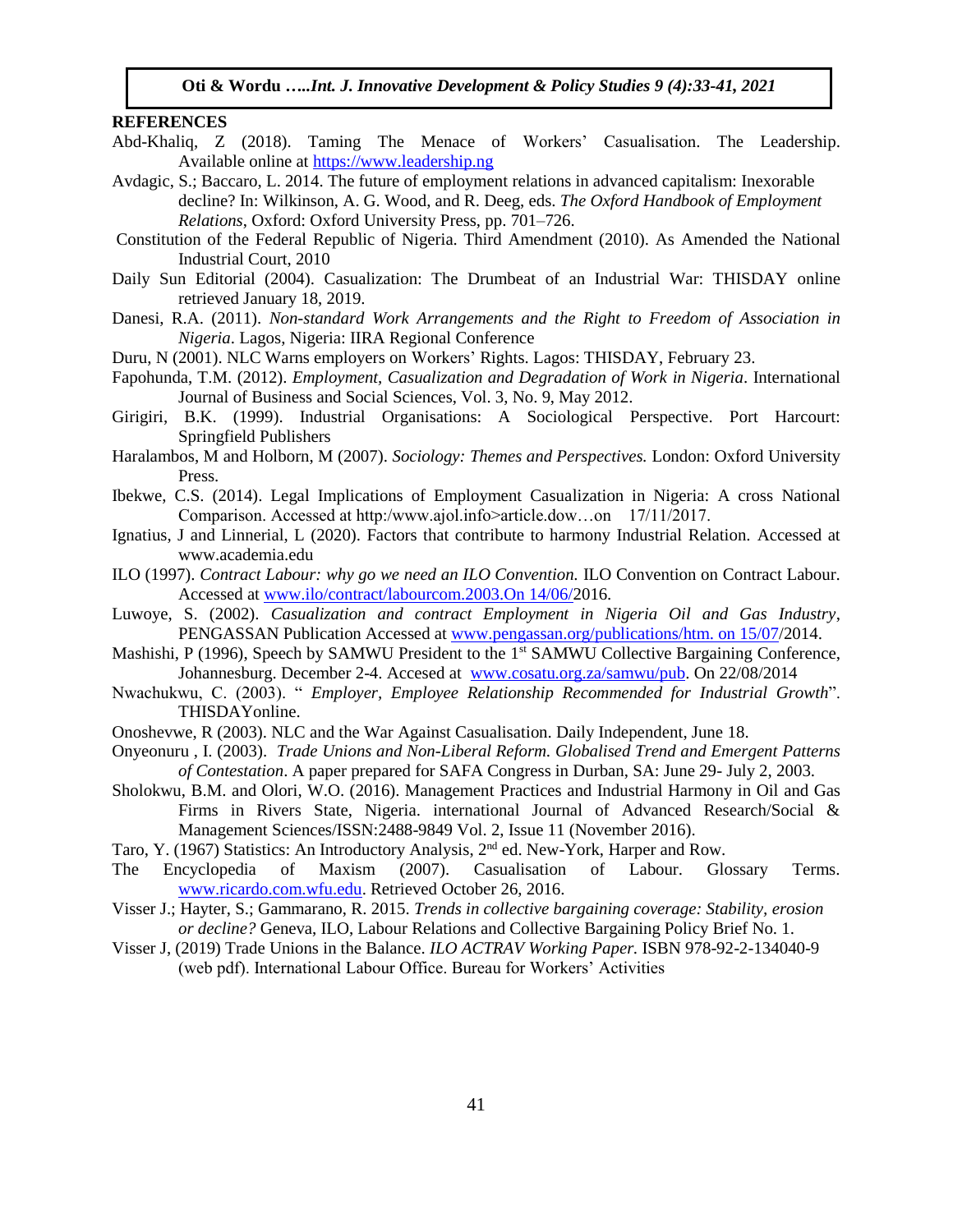## REFERENCES

Abd-Khaliq, Z (2018). Taming The Menace of Workers' Casualisation. The Leadership. Available online at https://www.leadership.ng

Avdagic, S.; Baccaro, L. 2014. The future of employment relations in advanced capitalism: Inexorable decline? In: Wilkinson, A. G. Wood, and R. Deeg, eds. *The Oxford Handbook of Employment Relations*, Oxford: Oxford University Press, pp. 701–726.

Constitution of the Federal Republic of Nigeria. Third Amendment (2010). As Amended the National Industrial Court, 2010

Daily Sun Editorial (2004). Casualization: The Drumbeat of an Industrial War: THISDAY online retrieved January 18, 2019.

Danesi, R.A. (2011). *Non-standard Work Arrangements and the Right to Freedom of Association in Nigeria*. Lagos, Nigeria: IIRA Regional Conference

Duru, N (2001). NLC Warns employers on Workers' Rights. Lagos: THISDAY, February 23.

Fapohunda, T.M. (2012). *Employment, Casualization and Degradation of Work in Nigeria*. International Journal of Business and Social Sciences, Vol. 3, No. 9, May 2012.

Girigiri, B.K. (1999). Industrial Organisations: A Sociological Perspective. Port Harcourt: Springfield Publishers

Haralambos, M and Holborn, M (2007). *Sociology: Themes and Perspectives.* London: Oxford University Press.

Ibekwe, C.S. (2014). Legal Implications of Employment Casualization in Nigeria: A cross National Comparison. Accessed at http:/www.ajol.info>article.dow…on 17/11/2017.

Ignatius, J and Linnerial, L (2020). Factors that contribute to harmony Industrial Relation. Accessed at www.academia.edu

ILO (1997). *Contract Labour: why go we need an ILO Convention.* ILO Convention on Contract Labour. Accessed at www.ilo/contract/labourcom.2003.On 14/06/2016.

Luwoye, S. (2002). *Casualization and contract Employment in Nigeria Oil and Gas Industry*, PENGASSAN Publication Accessed at www.pengassan.org/publications/htm. on 15/07/2014.

Mashishi, P (1996), Speech by SAMWU President to the 1st SAMWU Collective Bargaining Conference, Johannesburg. December 2-4. Accesed at www.cosatu.org.za/samwu/pub. On 22/08/2014

Nwachukwu, C. (2003). " *Employer, Employee Relationship Recommended for Industrial Growth*". THISDAYonline.

Onoshevwe, R (2003). NLC and the War Against Casualisation. Daily Independent, June 18.

Onyeonuru , I. (2003). *Trade Unions and Non-Liberal Reform. Globalised Trend and Emergent Patterns of Contestation*. A paper prepared for SAFA Congress in Durban, SA: June 29- July 2, 2003.

Sholokwu, B.M. and Olori, W.O. (2016). Management Practices and Industrial Harmony in Oil and Gas Firms in Rivers State, Nigeria. international Journal of Advanced Research/Social & Management Sciences/ISSN:2488-9849 Vol. 2, Issue 11 (November 2016).

Taro, Y. (1967) Statistics: An Introductory Analysis, 2nd ed. New-York, Harper and Row.

The Encyclopedia of Maxism (2007). Casualisation of Labour. Glossary Terms. www.ricardo.com.wfu.edu. Retrieved October 26, 2016.

Visser J.; Hayter, S.; Gammarano, R. 2015. *Trends in collective bargaining coverage: Stability, erosion or decline?* Geneva, ILO, Labour Relations and Collective Bargaining Policy Brief No. 1.

Visser J, (2019) Trade Unions in the Balance. *ILO ACTRAV Working Paper.* ISBN 978-92-2-134040-9 (web pdf). International Labour Office. Bureau for Workers' Activities